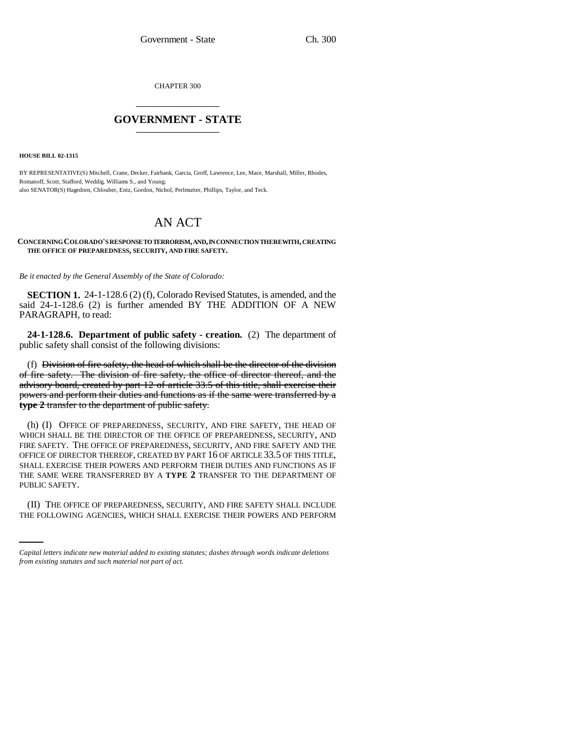CHAPTER 300

# GOVERNMENT - STATE

**HOUSE BILL 02-1315**

BY REPRESENTATIVE(S) Mitchell, Crane, Decker, Fairbank, Garcia, Groff, Lawrence, Lee, Mace, Marshall, Miller, Rhodes, Romanoff, Scott, Stafford, Weddig, Williams S., and Young;
also SENATOR(S) Hagedorn, Chlouber, Entz, Gordon, Nichol, Perlmutter, Phillips, Taylor, and Teck.

# AN ACT

**CONCERNING COLORADO'S RESPONSE TO TERRORISM, AND, IN CONNECTION THEREWITH, CREATING THE OFFICE OF PREPAREDNESS, SECURITY, AND FIRE SAFETY.**

*Be it enacted by the General Assembly of the State of Colorado:*

**SECTION 1.** 24-1-128.6 (2) (f), Colorado Revised Statutes, is amended, and the said 24-1-128.6 (2) is further amended BY THE ADDITION OF A NEW PARAGRAPH, to read:

**24-1-128.6. Department of public safety - creation.** (2) The department of public safety shall consist of the following divisions:

(f) ~~Division of fire safety, the head of which shall be the director of the division of fire safety. The division of fire safety, the office of director thereof, and the advisory board, created by part 12 of article 33.5 of this title, shall exercise their powers and perform their duties and functions as if the same were transferred by a **type 2** transfer to the department of public safety.~~

(h) (I) OFFICE OF PREPAREDNESS, SECURITY, AND FIRE SAFETY, THE HEAD OF WHICH SHALL BE THE DIRECTOR OF THE OFFICE OF PREPAREDNESS, SECURITY, AND FIRE SAFETY. THE OFFICE OF PREPAREDNESS, SECURITY, AND FIRE SAFETY AND THE OFFICE OF DIRECTOR THEREOF, CREATED BY PART 16 OF ARTICLE 33.5 OF THIS TITLE, SHALL EXERCISE THEIR POWERS AND PERFORM THEIR DUTIES AND FUNCTIONS AS IF THE SAME WERE TRANSFERRED BY A **TYPE 2** TRANSFER TO THE DEPARTMENT OF PUBLIC SAFETY.

(II) THE OFFICE OF PREPAREDNESS, SECURITY, AND FIRE SAFETY SHALL INCLUDE THE FOLLOWING AGENCIES, WHICH SHALL EXERCISE THEIR POWERS AND PERFORM

*Capital letters indicate new material added to existing statutes; dashes through words indicate deletions from existing statutes and such material not part of act.*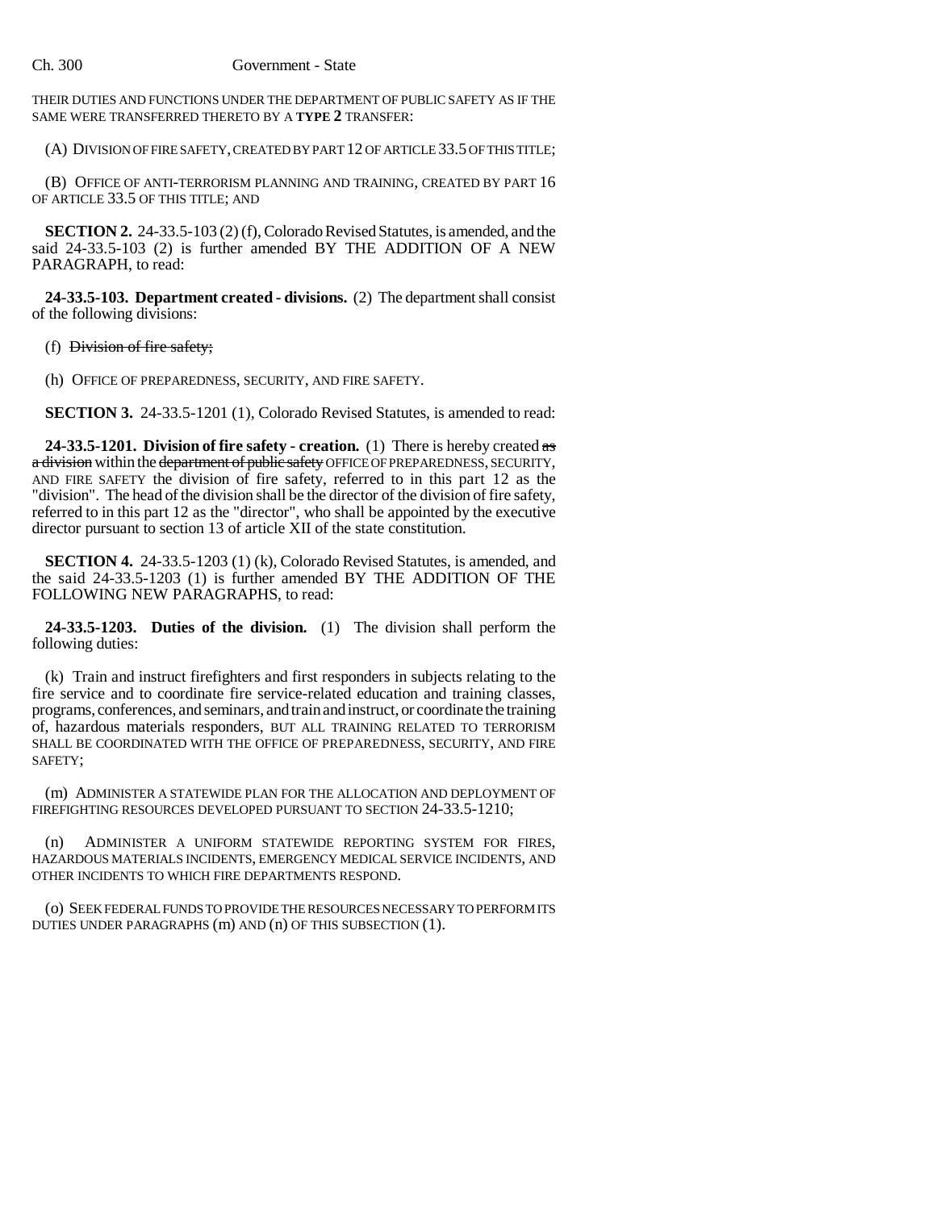THEIR DUTIES AND FUNCTIONS UNDER THE DEPARTMENT OF PUBLIC SAFETY AS IF THE SAME WERE TRANSFERRED THERETO BY A **TYPE 2** TRANSFER:

(A) DIVISION OF FIRE SAFETY, CREATED BY PART 12 OF ARTICLE 33.5 OF THIS TITLE;

(B) OFFICE OF ANTI-TERRORISM PLANNING AND TRAINING, CREATED BY PART 16 OF ARTICLE 33.5 OF THIS TITLE; AND

**SECTION 2.** 24-33.5-103 (2) (f), Colorado Revised Statutes, is amended, and the said 24-33.5-103 (2) is further amended BY THE ADDITION OF A NEW PARAGRAPH, to read:

**24-33.5-103. Department created - divisions.** (2) The department shall consist of the following divisions:

(f) ~~Division of fire safety;~~

(h) OFFICE OF PREPAREDNESS, SECURITY, AND FIRE SAFETY.

**SECTION 3.** 24-33.5-1201 (1), Colorado Revised Statutes, is amended to read:

**24-33.5-1201. Division of fire safety - creation.** (1) There is hereby created ~~as a division~~ within the ~~department of public safety~~ OFFICE OF PREPAREDNESS, SECURITY, AND FIRE SAFETY the division of fire safety, referred to in this part 12 as the "division". The head of the division shall be the director of the division of fire safety, referred to in this part 12 as the "director", who shall be appointed by the executive director pursuant to section 13 of article XII of the state constitution.

**SECTION 4.** 24-33.5-1203 (1) (k), Colorado Revised Statutes, is amended, and the said 24-33.5-1203 (1) is further amended BY THE ADDITION OF THE FOLLOWING NEW PARAGRAPHS, to read:

**24-33.5-1203. Duties of the division.** (1) The division shall perform the following duties:

(k) Train and instruct firefighters and first responders in subjects relating to the fire service and to coordinate fire service-related education and training classes, programs, conferences, and seminars, and train and instruct, or coordinate the training of, hazardous materials responders, BUT ALL TRAINING RELATED TO TERRORISM SHALL BE COORDINATED WITH THE OFFICE OF PREPAREDNESS, SECURITY, AND FIRE SAFETY;

(m) ADMINISTER A STATEWIDE PLAN FOR THE ALLOCATION AND DEPLOYMENT OF FIREFIGHTING RESOURCES DEVELOPED PURSUANT TO SECTION 24-33.5-1210;

(n) ADMINISTER A UNIFORM STATEWIDE REPORTING SYSTEM FOR FIRES, HAZARDOUS MATERIALS INCIDENTS, EMERGENCY MEDICAL SERVICE INCIDENTS, AND OTHER INCIDENTS TO WHICH FIRE DEPARTMENTS RESPOND.

(o) SEEK FEDERAL FUNDS TO PROVIDE THE RESOURCES NECESSARY TO PERFORM ITS DUTIES UNDER PARAGRAPHS (m) AND (n) OF THIS SUBSECTION (1).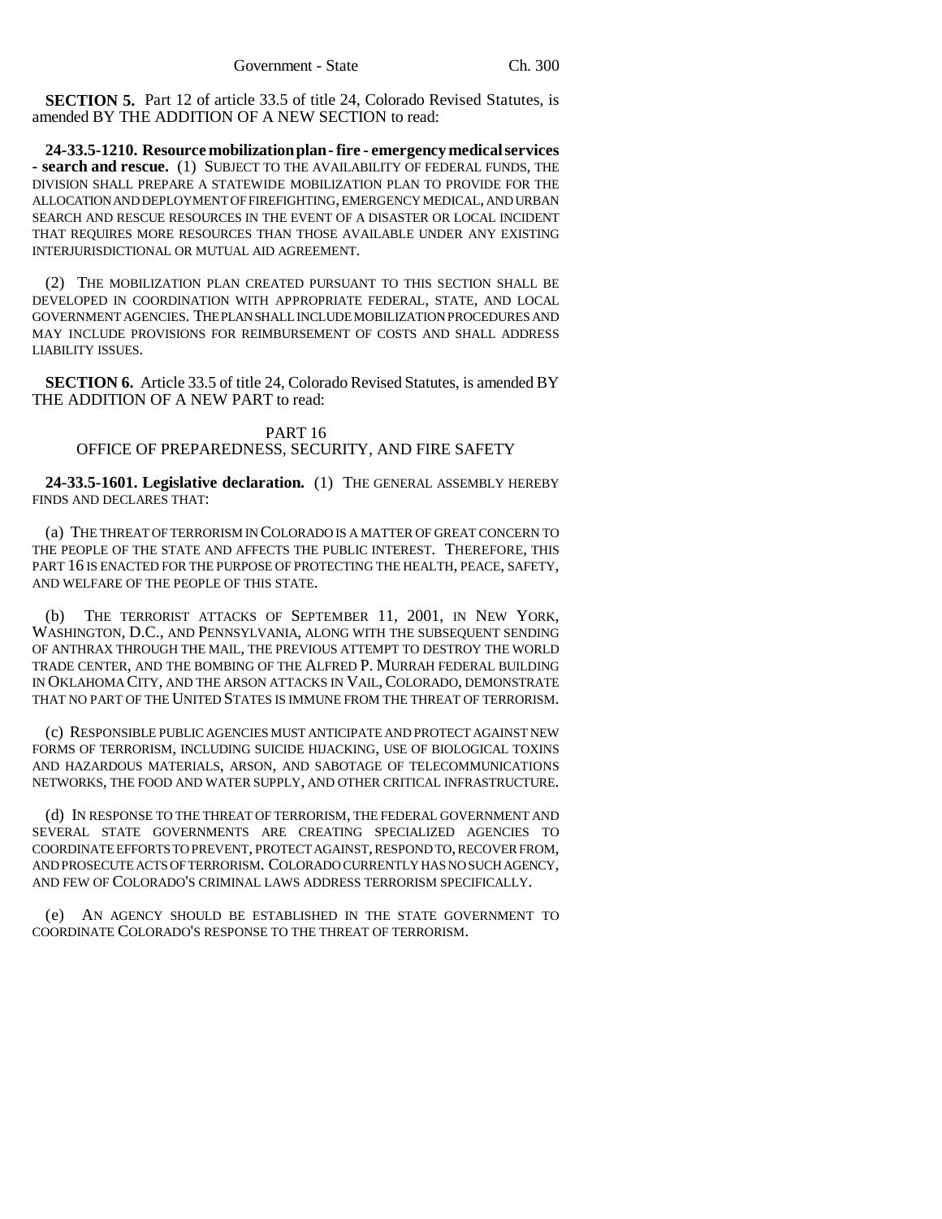**SECTION 5.** Part 12 of article 33.5 of title 24, Colorado Revised Statutes, is amended BY THE ADDITION OF A NEW SECTION to read:

**24-33.5-1210. Resource mobilization plan - fire - emergency medical services - search and rescue.** (1) SUBJECT TO THE AVAILABILITY OF FEDERAL FUNDS, THE DIVISION SHALL PREPARE A STATEWIDE MOBILIZATION PLAN TO PROVIDE FOR THE ALLOCATION AND DEPLOYMENT OF FIREFIGHTING, EMERGENCY MEDICAL, AND URBAN SEARCH AND RESCUE RESOURCES IN THE EVENT OF A DISASTER OR LOCAL INCIDENT THAT REQUIRES MORE RESOURCES THAN THOSE AVAILABLE UNDER ANY EXISTING INTERJURISDICTIONAL OR MUTUAL AID AGREEMENT.

(2) THE MOBILIZATION PLAN CREATED PURSUANT TO THIS SECTION SHALL BE DEVELOPED IN COORDINATION WITH APPROPRIATE FEDERAL, STATE, AND LOCAL GOVERNMENT AGENCIES. THE PLAN SHALL INCLUDE MOBILIZATION PROCEDURES AND MAY INCLUDE PROVISIONS FOR REIMBURSEMENT OF COSTS AND SHALL ADDRESS LIABILITY ISSUES.

**SECTION 6.** Article 33.5 of title 24, Colorado Revised Statutes, is amended BY THE ADDITION OF A NEW PART to read:

PART 16
OFFICE OF PREPAREDNESS, SECURITY, AND FIRE SAFETY

**24-33.5-1601. Legislative declaration.** (1) THE GENERAL ASSEMBLY HEREBY FINDS AND DECLARES THAT:

(a) THE THREAT OF TERRORISM IN COLORADO IS A MATTER OF GREAT CONCERN TO THE PEOPLE OF THE STATE AND AFFECTS THE PUBLIC INTEREST. THEREFORE, THIS PART 16 IS ENACTED FOR THE PURPOSE OF PROTECTING THE HEALTH, PEACE, SAFETY, AND WELFARE OF THE PEOPLE OF THIS STATE.

(b) THE TERRORIST ATTACKS OF SEPTEMBER 11, 2001, IN NEW YORK, WASHINGTON, D.C., AND PENNSYLVANIA, ALONG WITH THE SUBSEQUENT SENDING OF ANTHRAX THROUGH THE MAIL, THE PREVIOUS ATTEMPT TO DESTROY THE WORLD TRADE CENTER, AND THE BOMBING OF THE ALFRED P. MURRAH FEDERAL BUILDING IN OKLAHOMA CITY, AND THE ARSON ATTACKS IN VAIL, COLORADO, DEMONSTRATE THAT NO PART OF THE UNITED STATES IS IMMUNE FROM THE THREAT OF TERRORISM.

(c) RESPONSIBLE PUBLIC AGENCIES MUST ANTICIPATE AND PROTECT AGAINST NEW FORMS OF TERRORISM, INCLUDING SUICIDE HIJACKING, USE OF BIOLOGICAL TOXINS AND HAZARDOUS MATERIALS, ARSON, AND SABOTAGE OF TELECOMMUNICATIONS NETWORKS, THE FOOD AND WATER SUPPLY, AND OTHER CRITICAL INFRASTRUCTURE.

(d) IN RESPONSE TO THE THREAT OF TERRORISM, THE FEDERAL GOVERNMENT AND SEVERAL STATE GOVERNMENTS ARE CREATING SPECIALIZED AGENCIES TO COORDINATE EFFORTS TO PREVENT, PROTECT AGAINST, RESPOND TO, RECOVER FROM, AND PROSECUTE ACTS OF TERRORISM. COLORADO CURRENTLY HAS NO SUCH AGENCY, AND FEW OF COLORADO'S CRIMINAL LAWS ADDRESS TERRORISM SPECIFICALLY.

(e) AN AGENCY SHOULD BE ESTABLISHED IN THE STATE GOVERNMENT TO COORDINATE COLORADO'S RESPONSE TO THE THREAT OF TERRORISM.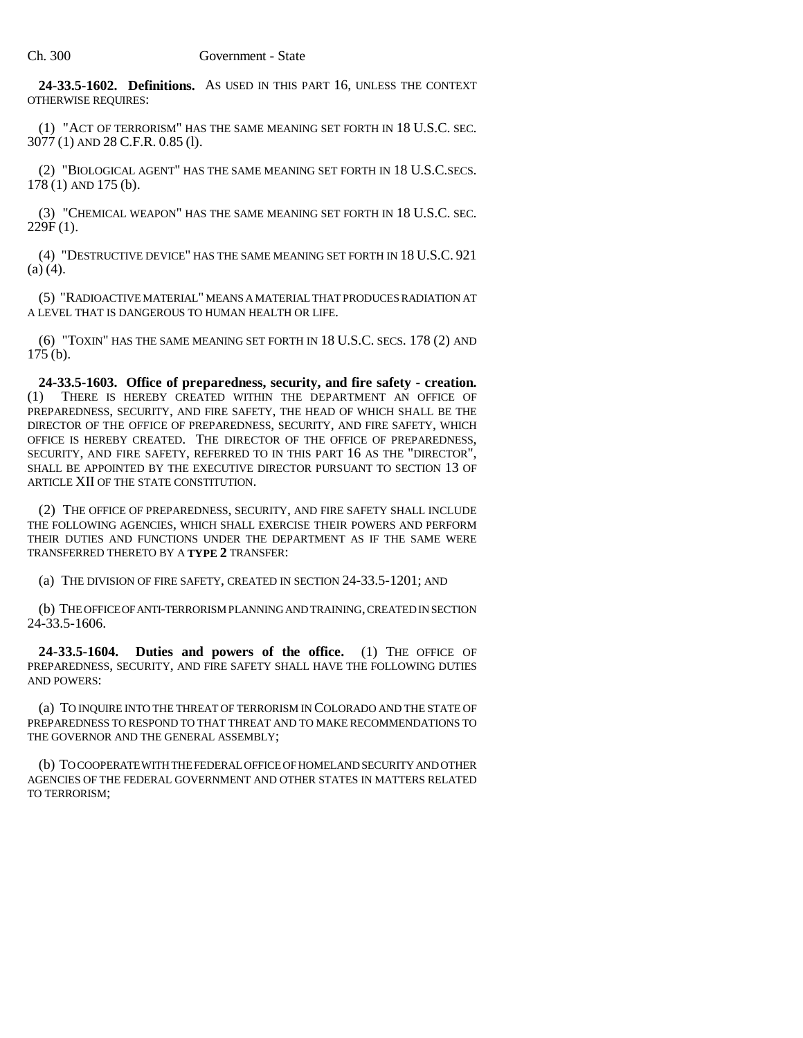**24-33.5-1602. Definitions.** AS USED IN THIS PART 16, UNLESS THE CONTEXT OTHERWISE REQUIRES:

(1) "ACT OF TERRORISM" HAS THE SAME MEANING SET FORTH IN 18 U.S.C. SEC. 3077 (1) AND 28 C.F.R. 0.85 (l).

(2) "BIOLOGICAL AGENT" HAS THE SAME MEANING SET FORTH IN 18 U.S.C.SECS. 178 (1) AND 175 (b).

(3) "CHEMICAL WEAPON" HAS THE SAME MEANING SET FORTH IN 18 U.S.C. SEC. 229F (1).

(4) "DESTRUCTIVE DEVICE" HAS THE SAME MEANING SET FORTH IN 18 U.S.C. 921 (a) (4).

(5) "RADIOACTIVE MATERIAL" MEANS A MATERIAL THAT PRODUCES RADIATION AT A LEVEL THAT IS DANGEROUS TO HUMAN HEALTH OR LIFE.

(6) "TOXIN" HAS THE SAME MEANING SET FORTH IN 18 U.S.C. SECS. 178 (2) AND 175 (b).

**24-33.5-1603. Office of preparedness, security, and fire safety - creation.** (1) THERE IS HEREBY CREATED WITHIN THE DEPARTMENT AN OFFICE OF PREPAREDNESS, SECURITY, AND FIRE SAFETY, THE HEAD OF WHICH SHALL BE THE DIRECTOR OF THE OFFICE OF PREPAREDNESS, SECURITY, AND FIRE SAFETY, WHICH OFFICE IS HEREBY CREATED. THE DIRECTOR OF THE OFFICE OF PREPAREDNESS, SECURITY, AND FIRE SAFETY, REFERRED TO IN THIS PART 16 AS THE "DIRECTOR", SHALL BE APPOINTED BY THE EXECUTIVE DIRECTOR PURSUANT TO SECTION 13 OF ARTICLE XII OF THE STATE CONSTITUTION.

(2) THE OFFICE OF PREPAREDNESS, SECURITY, AND FIRE SAFETY SHALL INCLUDE THE FOLLOWING AGENCIES, WHICH SHALL EXERCISE THEIR POWERS AND PERFORM THEIR DUTIES AND FUNCTIONS UNDER THE DEPARTMENT AS IF THE SAME WERE TRANSFERRED THERETO BY A **TYPE 2** TRANSFER:

(a) THE DIVISION OF FIRE SAFETY, CREATED IN SECTION 24-33.5-1201; AND

(b) THE OFFICE OF ANTI-TERRORISM PLANNING AND TRAINING, CREATED IN SECTION 24-33.5-1606.

**24-33.5-1604. Duties and powers of the office.** (1) THE OFFICE OF PREPAREDNESS, SECURITY, AND FIRE SAFETY SHALL HAVE THE FOLLOWING DUTIES AND POWERS:

(a) TO INQUIRE INTO THE THREAT OF TERRORISM IN COLORADO AND THE STATE OF PREPAREDNESS TO RESPOND TO THAT THREAT AND TO MAKE RECOMMENDATIONS TO THE GOVERNOR AND THE GENERAL ASSEMBLY;

(b) TO COOPERATE WITH THE FEDERAL OFFICE OF HOMELAND SECURITY AND OTHER AGENCIES OF THE FEDERAL GOVERNMENT AND OTHER STATES IN MATTERS RELATED TO TERRORISM;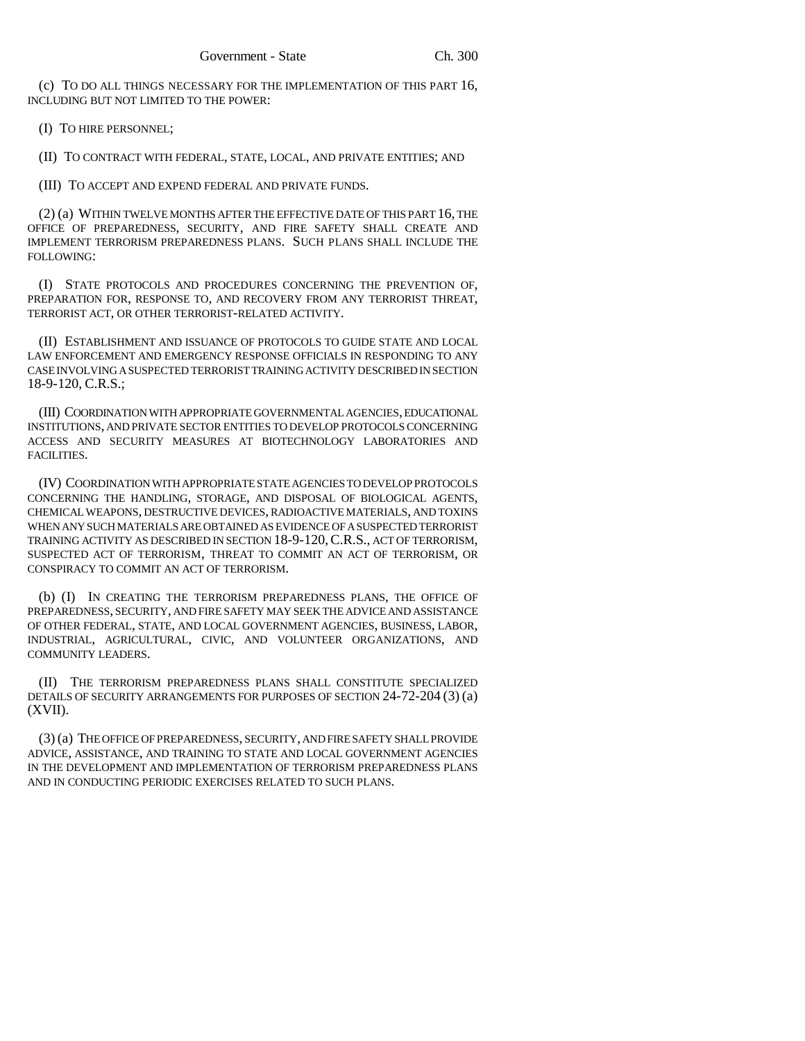(c) TO DO ALL THINGS NECESSARY FOR THE IMPLEMENTATION OF THIS PART 16, INCLUDING BUT NOT LIMITED TO THE POWER:

(I) TO HIRE PERSONNEL;

(II) TO CONTRACT WITH FEDERAL, STATE, LOCAL, AND PRIVATE ENTITIES; AND

(III) TO ACCEPT AND EXPEND FEDERAL AND PRIVATE FUNDS.

(2) (a) WITHIN TWELVE MONTHS AFTER THE EFFECTIVE DATE OF THIS PART 16, THE OFFICE OF PREPAREDNESS, SECURITY, AND FIRE SAFETY SHALL CREATE AND IMPLEMENT TERRORISM PREPAREDNESS PLANS. SUCH PLANS SHALL INCLUDE THE FOLLOWING:

(I) STATE PROTOCOLS AND PROCEDURES CONCERNING THE PREVENTION OF, PREPARATION FOR, RESPONSE TO, AND RECOVERY FROM ANY TERRORIST THREAT, TERRORIST ACT, OR OTHER TERRORIST-RELATED ACTIVITY.

(II) ESTABLISHMENT AND ISSUANCE OF PROTOCOLS TO GUIDE STATE AND LOCAL LAW ENFORCEMENT AND EMERGENCY RESPONSE OFFICIALS IN RESPONDING TO ANY CASE INVOLVING A SUSPECTED TERRORIST TRAINING ACTIVITY DESCRIBED IN SECTION 18-9-120, C.R.S.;

(III) COORDINATION WITH APPROPRIATE GOVERNMENTAL AGENCIES, EDUCATIONAL INSTITUTIONS, AND PRIVATE SECTOR ENTITIES TO DEVELOP PROTOCOLS CONCERNING ACCESS AND SECURITY MEASURES AT BIOTECHNOLOGY LABORATORIES AND FACILITIES.

(IV) COORDINATION WITH APPROPRIATE STATE AGENCIES TO DEVELOP PROTOCOLS CONCERNING THE HANDLING, STORAGE, AND DISPOSAL OF BIOLOGICAL AGENTS, CHEMICAL WEAPONS, DESTRUCTIVE DEVICES, RADIOACTIVE MATERIALS, AND TOXINS WHEN ANY SUCH MATERIALS ARE OBTAINED AS EVIDENCE OF A SUSPECTED TERRORIST TRAINING ACTIVITY AS DESCRIBED IN SECTION 18-9-120, C.R.S., ACT OF TERRORISM, SUSPECTED ACT OF TERRORISM, THREAT TO COMMIT AN ACT OF TERRORISM, OR CONSPIRACY TO COMMIT AN ACT OF TERRORISM.

(b) (I) IN CREATING THE TERRORISM PREPAREDNESS PLANS, THE OFFICE OF PREPAREDNESS, SECURITY, AND FIRE SAFETY MAY SEEK THE ADVICE AND ASSISTANCE OF OTHER FEDERAL, STATE, AND LOCAL GOVERNMENT AGENCIES, BUSINESS, LABOR, INDUSTRIAL, AGRICULTURAL, CIVIC, AND VOLUNTEER ORGANIZATIONS, AND COMMUNITY LEADERS.

(II) THE TERRORISM PREPAREDNESS PLANS SHALL CONSTITUTE SPECIALIZED DETAILS OF SECURITY ARRANGEMENTS FOR PURPOSES OF SECTION 24-72-204 (3) (a) (XVII).

(3) (a) THE OFFICE OF PREPAREDNESS, SECURITY, AND FIRE SAFETY SHALL PROVIDE ADVICE, ASSISTANCE, AND TRAINING TO STATE AND LOCAL GOVERNMENT AGENCIES IN THE DEVELOPMENT AND IMPLEMENTATION OF TERRORISM PREPAREDNESS PLANS AND IN CONDUCTING PERIODIC EXERCISES RELATED TO SUCH PLANS.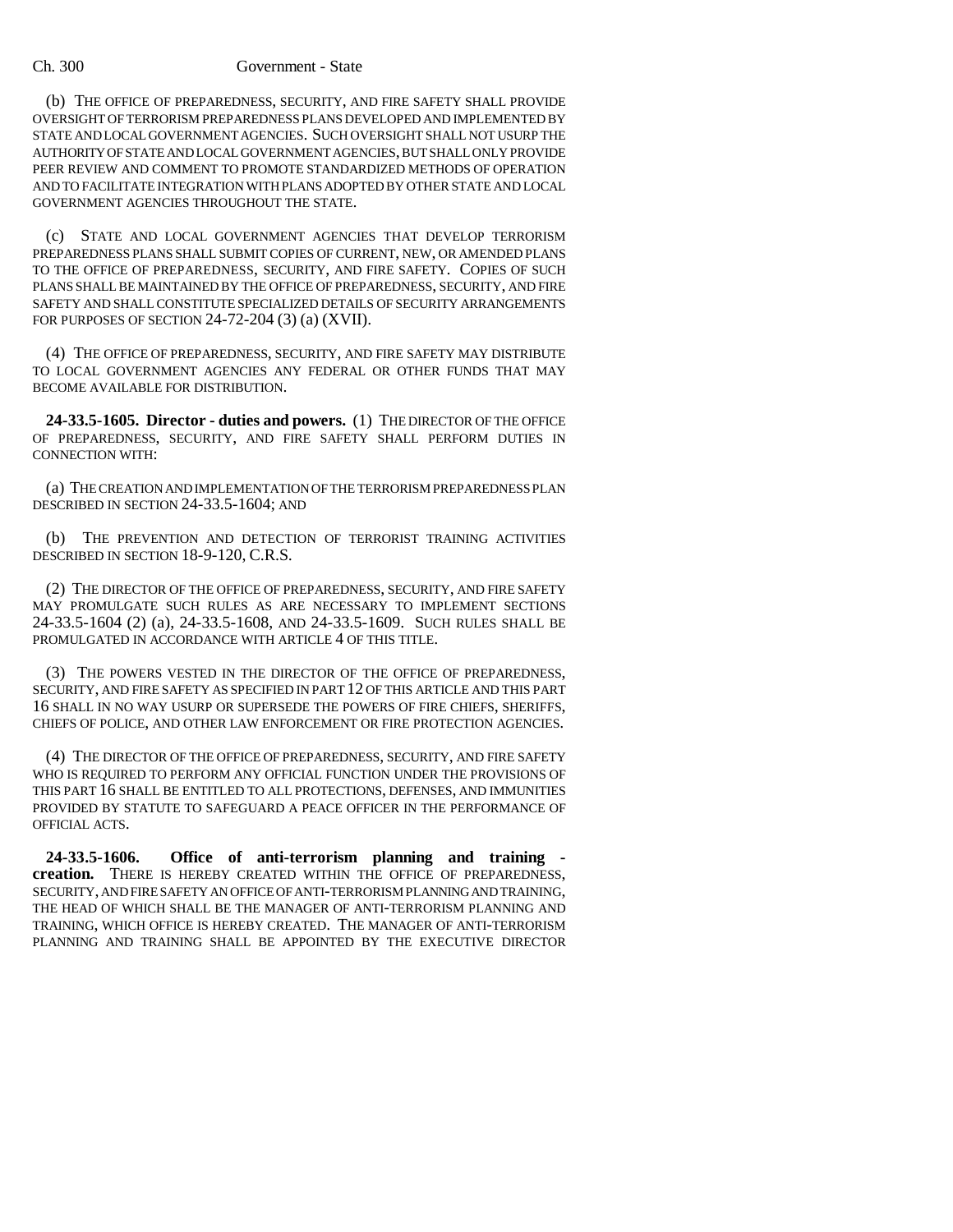(b) THE OFFICE OF PREPAREDNESS, SECURITY, AND FIRE SAFETY SHALL PROVIDE OVERSIGHT OF TERRORISM PREPAREDNESS PLANS DEVELOPED AND IMPLEMENTED BY STATE AND LOCAL GOVERNMENT AGENCIES. SUCH OVERSIGHT SHALL NOT USURP THE AUTHORITY OF STATE AND LOCAL GOVERNMENT AGENCIES, BUT SHALL ONLY PROVIDE PEER REVIEW AND COMMENT TO PROMOTE STANDARDIZED METHODS OF OPERATION AND TO FACILITATE INTEGRATION WITH PLANS ADOPTED BY OTHER STATE AND LOCAL GOVERNMENT AGENCIES THROUGHOUT THE STATE.

(c) STATE AND LOCAL GOVERNMENT AGENCIES THAT DEVELOP TERRORISM PREPAREDNESS PLANS SHALL SUBMIT COPIES OF CURRENT, NEW, OR AMENDED PLANS TO THE OFFICE OF PREPAREDNESS, SECURITY, AND FIRE SAFETY. COPIES OF SUCH PLANS SHALL BE MAINTAINED BY THE OFFICE OF PREPAREDNESS, SECURITY, AND FIRE SAFETY AND SHALL CONSTITUTE SPECIALIZED DETAILS OF SECURITY ARRANGEMENTS FOR PURPOSES OF SECTION 24-72-204 (3) (a) (XVII).

(4) THE OFFICE OF PREPAREDNESS, SECURITY, AND FIRE SAFETY MAY DISTRIBUTE TO LOCAL GOVERNMENT AGENCIES ANY FEDERAL OR OTHER FUNDS THAT MAY BECOME AVAILABLE FOR DISTRIBUTION.

**24-33.5-1605. Director - duties and powers.** (1) THE DIRECTOR OF THE OFFICE OF PREPAREDNESS, SECURITY, AND FIRE SAFETY SHALL PERFORM DUTIES IN CONNECTION WITH:

(a) THE CREATION AND IMPLEMENTATION OF THE TERRORISM PREPAREDNESS PLAN DESCRIBED IN SECTION 24-33.5-1604; AND

(b) THE PREVENTION AND DETECTION OF TERRORIST TRAINING ACTIVITIES DESCRIBED IN SECTION 18-9-120, C.R.S.

(2) THE DIRECTOR OF THE OFFICE OF PREPAREDNESS, SECURITY, AND FIRE SAFETY MAY PROMULGATE SUCH RULES AS ARE NECESSARY TO IMPLEMENT SECTIONS 24-33.5-1604 (2) (a), 24-33.5-1608, AND 24-33.5-1609. SUCH RULES SHALL BE PROMULGATED IN ACCORDANCE WITH ARTICLE 4 OF THIS TITLE.

(3) THE POWERS VESTED IN THE DIRECTOR OF THE OFFICE OF PREPAREDNESS, SECURITY, AND FIRE SAFETY AS SPECIFIED IN PART 12 OF THIS ARTICLE AND THIS PART 16 SHALL IN NO WAY USURP OR SUPERSEDE THE POWERS OF FIRE CHIEFS, SHERIFFS, CHIEFS OF POLICE, AND OTHER LAW ENFORCEMENT OR FIRE PROTECTION AGENCIES.

(4) THE DIRECTOR OF THE OFFICE OF PREPAREDNESS, SECURITY, AND FIRE SAFETY WHO IS REQUIRED TO PERFORM ANY OFFICIAL FUNCTION UNDER THE PROVISIONS OF THIS PART 16 SHALL BE ENTITLED TO ALL PROTECTIONS, DEFENSES, AND IMMUNITIES PROVIDED BY STATUTE TO SAFEGUARD A PEACE OFFICER IN THE PERFORMANCE OF OFFICIAL ACTS.

**24-33.5-1606. Office of anti-terrorism planning and training - creation.** THERE IS HEREBY CREATED WITHIN THE OFFICE OF PREPAREDNESS, SECURITY, AND FIRE SAFETY AN OFFICE OF ANTI-TERRORISM PLANNING AND TRAINING, THE HEAD OF WHICH SHALL BE THE MANAGER OF ANTI-TERRORISM PLANNING AND TRAINING, WHICH OFFICE IS HEREBY CREATED. THE MANAGER OF ANTI-TERRORISM PLANNING AND TRAINING SHALL BE APPOINTED BY THE EXECUTIVE DIRECTOR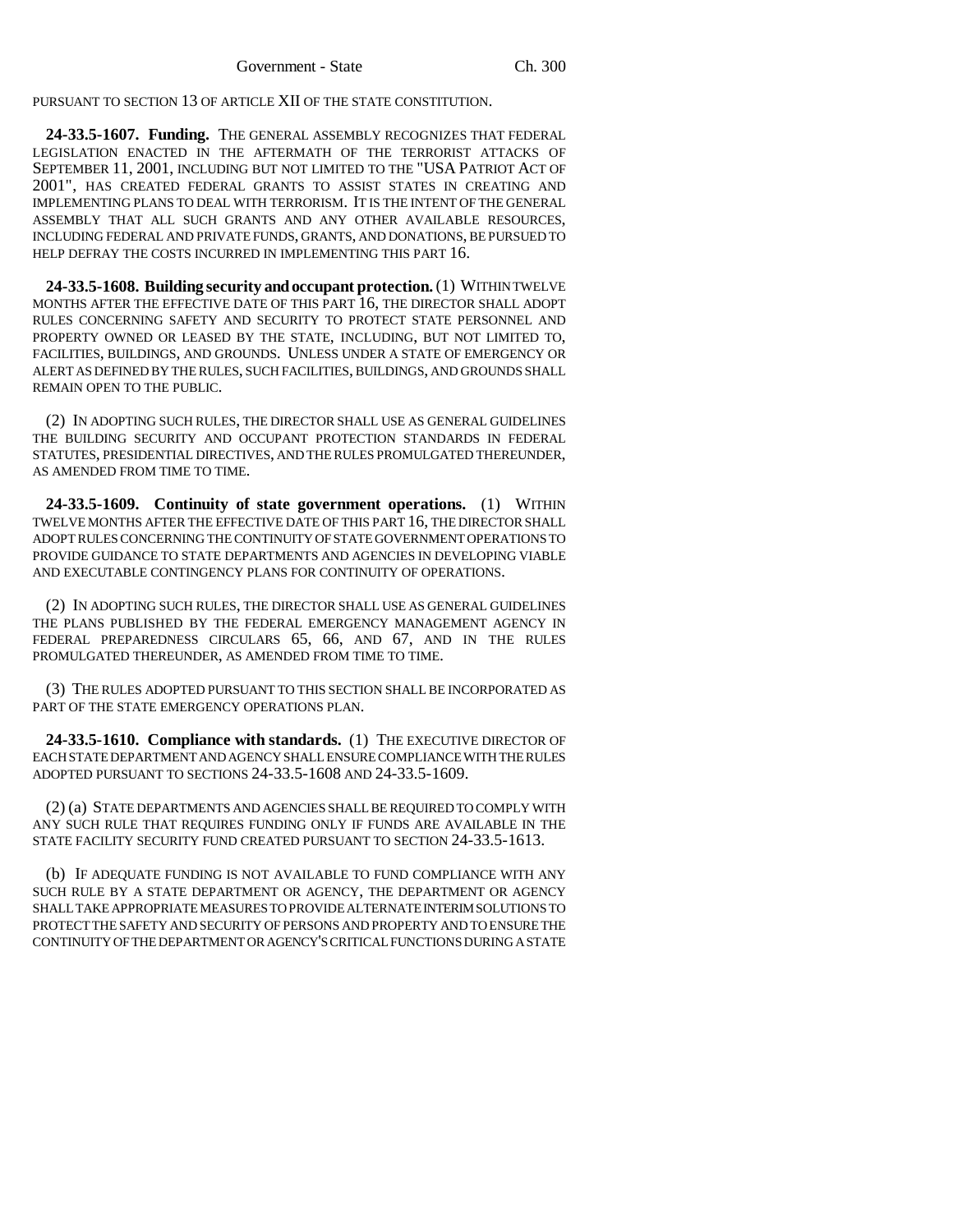PURSUANT TO SECTION 13 OF ARTICLE XII OF THE STATE CONSTITUTION.

**24-33.5-1607. Funding.** THE GENERAL ASSEMBLY RECOGNIZES THAT FEDERAL LEGISLATION ENACTED IN THE AFTERMATH OF THE TERRORIST ATTACKS OF SEPTEMBER 11, 2001, INCLUDING BUT NOT LIMITED TO THE "USA PATRIOT ACT OF 2001", HAS CREATED FEDERAL GRANTS TO ASSIST STATES IN CREATING AND IMPLEMENTING PLANS TO DEAL WITH TERRORISM. IT IS THE INTENT OF THE GENERAL ASSEMBLY THAT ALL SUCH GRANTS AND ANY OTHER AVAILABLE RESOURCES, INCLUDING FEDERAL AND PRIVATE FUNDS, GRANTS, AND DONATIONS, BE PURSUED TO HELP DEFRAY THE COSTS INCURRED IN IMPLEMENTING THIS PART 16.

**24-33.5-1608. Building security and occupant protection.** (1) WITHIN TWELVE MONTHS AFTER THE EFFECTIVE DATE OF THIS PART 16, THE DIRECTOR SHALL ADOPT RULES CONCERNING SAFETY AND SECURITY TO PROTECT STATE PERSONNEL AND PROPERTY OWNED OR LEASED BY THE STATE, INCLUDING, BUT NOT LIMITED TO, FACILITIES, BUILDINGS, AND GROUNDS. UNLESS UNDER A STATE OF EMERGENCY OR ALERT AS DEFINED BY THE RULES, SUCH FACILITIES, BUILDINGS, AND GROUNDS SHALL REMAIN OPEN TO THE PUBLIC.

(2) IN ADOPTING SUCH RULES, THE DIRECTOR SHALL USE AS GENERAL GUIDELINES THE BUILDING SECURITY AND OCCUPANT PROTECTION STANDARDS IN FEDERAL STATUTES, PRESIDENTIAL DIRECTIVES, AND THE RULES PROMULGATED THEREUNDER, AS AMENDED FROM TIME TO TIME.

**24-33.5-1609. Continuity of state government operations.** (1) WITHIN TWELVE MONTHS AFTER THE EFFECTIVE DATE OF THIS PART 16, THE DIRECTOR SHALL ADOPT RULES CONCERNING THE CONTINUITY OF STATE GOVERNMENT OPERATIONS TO PROVIDE GUIDANCE TO STATE DEPARTMENTS AND AGENCIES IN DEVELOPING VIABLE AND EXECUTABLE CONTINGENCY PLANS FOR CONTINUITY OF OPERATIONS.

(2) IN ADOPTING SUCH RULES, THE DIRECTOR SHALL USE AS GENERAL GUIDELINES THE PLANS PUBLISHED BY THE FEDERAL EMERGENCY MANAGEMENT AGENCY IN FEDERAL PREPAREDNESS CIRCULARS 65, 66, AND 67, AND IN THE RULES PROMULGATED THEREUNDER, AS AMENDED FROM TIME TO TIME.

(3) THE RULES ADOPTED PURSUANT TO THIS SECTION SHALL BE INCORPORATED AS PART OF THE STATE EMERGENCY OPERATIONS PLAN.

**24-33.5-1610. Compliance with standards.** (1) THE EXECUTIVE DIRECTOR OF EACH STATE DEPARTMENT AND AGENCY SHALL ENSURE COMPLIANCE WITH THE RULES ADOPTED PURSUANT TO SECTIONS 24-33.5-1608 AND 24-33.5-1609.

(2) (a) STATE DEPARTMENTS AND AGENCIES SHALL BE REQUIRED TO COMPLY WITH ANY SUCH RULE THAT REQUIRES FUNDING ONLY IF FUNDS ARE AVAILABLE IN THE STATE FACILITY SECURITY FUND CREATED PURSUANT TO SECTION 24-33.5-1613.

(b) IF ADEQUATE FUNDING IS NOT AVAILABLE TO FUND COMPLIANCE WITH ANY SUCH RULE BY A STATE DEPARTMENT OR AGENCY, THE DEPARTMENT OR AGENCY SHALL TAKE APPROPRIATE MEASURES TO PROVIDE ALTERNATE INTERIM SOLUTIONS TO PROTECT THE SAFETY AND SECURITY OF PERSONS AND PROPERTY AND TO ENSURE THE CONTINUITY OF THE DEPARTMENT OR AGENCY'S CRITICAL FUNCTIONS DURING A STATE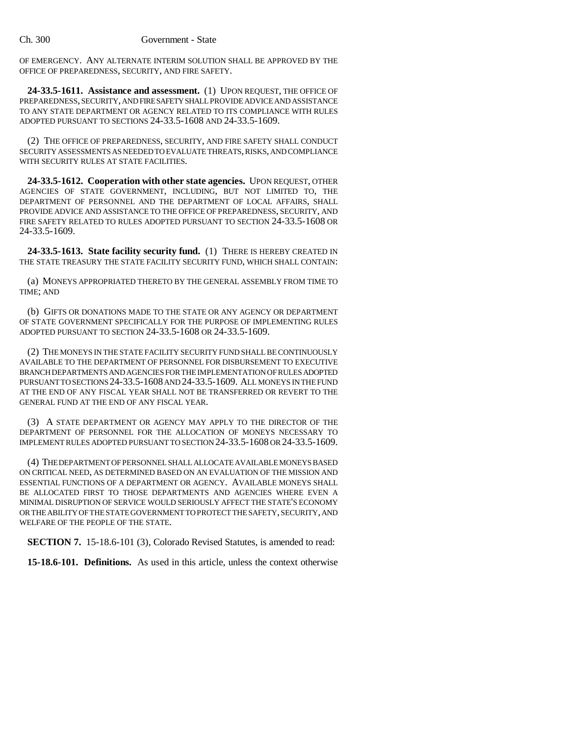OF EMERGENCY. ANY ALTERNATE INTERIM SOLUTION SHALL BE APPROVED BY THE OFFICE OF PREPAREDNESS, SECURITY, AND FIRE SAFETY.

**24-33.5-1611. Assistance and assessment.** (1) UPON REQUEST, THE OFFICE OF PREPAREDNESS, SECURITY, AND FIRE SAFETY SHALL PROVIDE ADVICE AND ASSISTANCE TO ANY STATE DEPARTMENT OR AGENCY RELATED TO ITS COMPLIANCE WITH RULES ADOPTED PURSUANT TO SECTIONS 24-33.5-1608 AND 24-33.5-1609.

(2) THE OFFICE OF PREPAREDNESS, SECURITY, AND FIRE SAFETY SHALL CONDUCT SECURITY ASSESSMENTS AS NEEDED TO EVALUATE THREATS, RISKS, AND COMPLIANCE WITH SECURITY RULES AT STATE FACILITIES.

**24-33.5-1612. Cooperation with other state agencies.** UPON REQUEST, OTHER AGENCIES OF STATE GOVERNMENT, INCLUDING, BUT NOT LIMITED TO, THE DEPARTMENT OF PERSONNEL AND THE DEPARTMENT OF LOCAL AFFAIRS, SHALL PROVIDE ADVICE AND ASSISTANCE TO THE OFFICE OF PREPAREDNESS, SECURITY, AND FIRE SAFETY RELATED TO RULES ADOPTED PURSUANT TO SECTION 24-33.5-1608 OR 24-33.5-1609.

**24-33.5-1613. State facility security fund.** (1) THERE IS HEREBY CREATED IN THE STATE TREASURY THE STATE FACILITY SECURITY FUND, WHICH SHALL CONTAIN:

(a) MONEYS APPROPRIATED THERETO BY THE GENERAL ASSEMBLY FROM TIME TO TIME; AND

(b) GIFTS OR DONATIONS MADE TO THE STATE OR ANY AGENCY OR DEPARTMENT OF STATE GOVERNMENT SPECIFICALLY FOR THE PURPOSE OF IMPLEMENTING RULES ADOPTED PURSUANT TO SECTION 24-33.5-1608 OR 24-33.5-1609.

(2) THE MONEYS IN THE STATE FACILITY SECURITY FUND SHALL BE CONTINUOUSLY AVAILABLE TO THE DEPARTMENT OF PERSONNEL FOR DISBURSEMENT TO EXECUTIVE BRANCH DEPARTMENTS AND AGENCIES FOR THE IMPLEMENTATION OF RULES ADOPTED PURSUANT TO SECTIONS 24-33.5-1608 AND 24-33.5-1609. ALL MONEYS IN THE FUND AT THE END OF ANY FISCAL YEAR SHALL NOT BE TRANSFERRED OR REVERT TO THE GENERAL FUND AT THE END OF ANY FISCAL YEAR.

(3) A STATE DEPARTMENT OR AGENCY MAY APPLY TO THE DIRECTOR OF THE DEPARTMENT OF PERSONNEL FOR THE ALLOCATION OF MONEYS NECESSARY TO IMPLEMENT RULES ADOPTED PURSUANT TO SECTION 24-33.5-1608 OR 24-33.5-1609.

(4) THE DEPARTMENT OF PERSONNEL SHALL ALLOCATE AVAILABLE MONEYS BASED ON CRITICAL NEED, AS DETERMINED BASED ON AN EVALUATION OF THE MISSION AND ESSENTIAL FUNCTIONS OF A DEPARTMENT OR AGENCY. AVAILABLE MONEYS SHALL BE ALLOCATED FIRST TO THOSE DEPARTMENTS AND AGENCIES WHERE EVEN A MINIMAL DISRUPTION OF SERVICE WOULD SERIOUSLY AFFECT THE STATE'S ECONOMY OR THE ABILITY OF THE STATE GOVERNMENT TO PROTECT THE SAFETY, SECURITY, AND WELFARE OF THE PEOPLE OF THE STATE.

**SECTION 7.** 15-18.6-101 (3), Colorado Revised Statutes, is amended to read:

**15-18.6-101. Definitions.** As used in this article, unless the context otherwise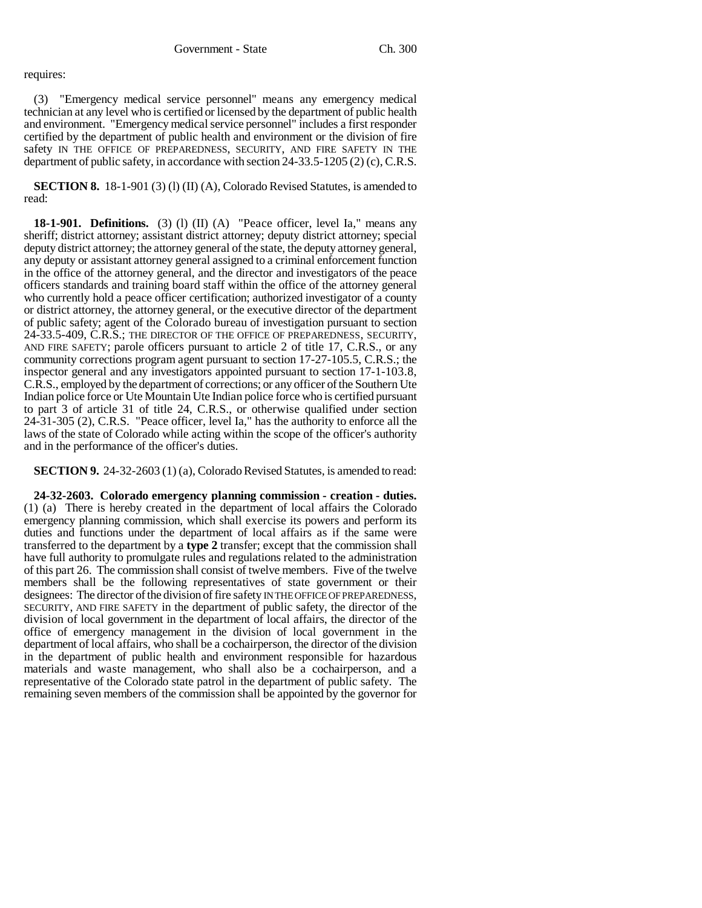requires:

(3) "Emergency medical service personnel" means any emergency medical technician at any level who is certified or licensed by the department of public health and environment. "Emergency medical service personnel" includes a first responder certified by the department of public health and environment or the division of fire safety IN THE OFFICE OF PREPAREDNESS, SECURITY, AND FIRE SAFETY IN THE department of public safety, in accordance with section 24-33.5-1205 (2) (c), C.R.S.

**SECTION 8.** 18-1-901 (3) (l) (II) (A), Colorado Revised Statutes, is amended to read:

**18-1-901. Definitions.** (3) (l) (II) (A) "Peace officer, level Ia," means any sheriff; district attorney; assistant district attorney; deputy district attorney; special deputy district attorney; the attorney general of the state, the deputy attorney general, any deputy or assistant attorney general assigned to a criminal enforcement function in the office of the attorney general, and the director and investigators of the peace officers standards and training board staff within the office of the attorney general who currently hold a peace officer certification; authorized investigator of a county or district attorney, the attorney general, or the executive director of the department of public safety; agent of the Colorado bureau of investigation pursuant to section 24-33.5-409, C.R.S.; THE DIRECTOR OF THE OFFICE OF PREPAREDNESS, SECURITY, AND FIRE SAFETY; parole officers pursuant to article 2 of title 17, C.R.S., or any community corrections program agent pursuant to section 17-27-105.5, C.R.S.; the inspector general and any investigators appointed pursuant to section 17-1-103.8, C.R.S., employed by the department of corrections; or any officer of the Southern Ute Indian police force or Ute Mountain Ute Indian police force who is certified pursuant to part 3 of article 31 of title 24, C.R.S., or otherwise qualified under section 24-31-305 (2), C.R.S. "Peace officer, level Ia," has the authority to enforce all the laws of the state of Colorado while acting within the scope of the officer's authority and in the performance of the officer's duties.

**SECTION 9.** 24-32-2603 (1) (a), Colorado Revised Statutes, is amended to read:

**24-32-2603. Colorado emergency planning commission - creation - duties.** (1) (a) There is hereby created in the department of local affairs the Colorado emergency planning commission, which shall exercise its powers and perform its duties and functions under the department of local affairs as if the same were transferred to the department by a **type 2** transfer; except that the commission shall have full authority to promulgate rules and regulations related to the administration of this part 26. The commission shall consist of twelve members. Five of the twelve members shall be the following representatives of state government or their designees: The director of the division of fire safety IN THE OFFICE OF PREPAREDNESS, SECURITY, AND FIRE SAFETY in the department of public safety, the director of the division of local government in the department of local affairs, the director of the office of emergency management in the division of local government in the department of local affairs, who shall be a cochairperson, the director of the division in the department of public health and environment responsible for hazardous materials and waste management, who shall also be a cochairperson, and a representative of the Colorado state patrol in the department of public safety. The remaining seven members of the commission shall be appointed by the governor for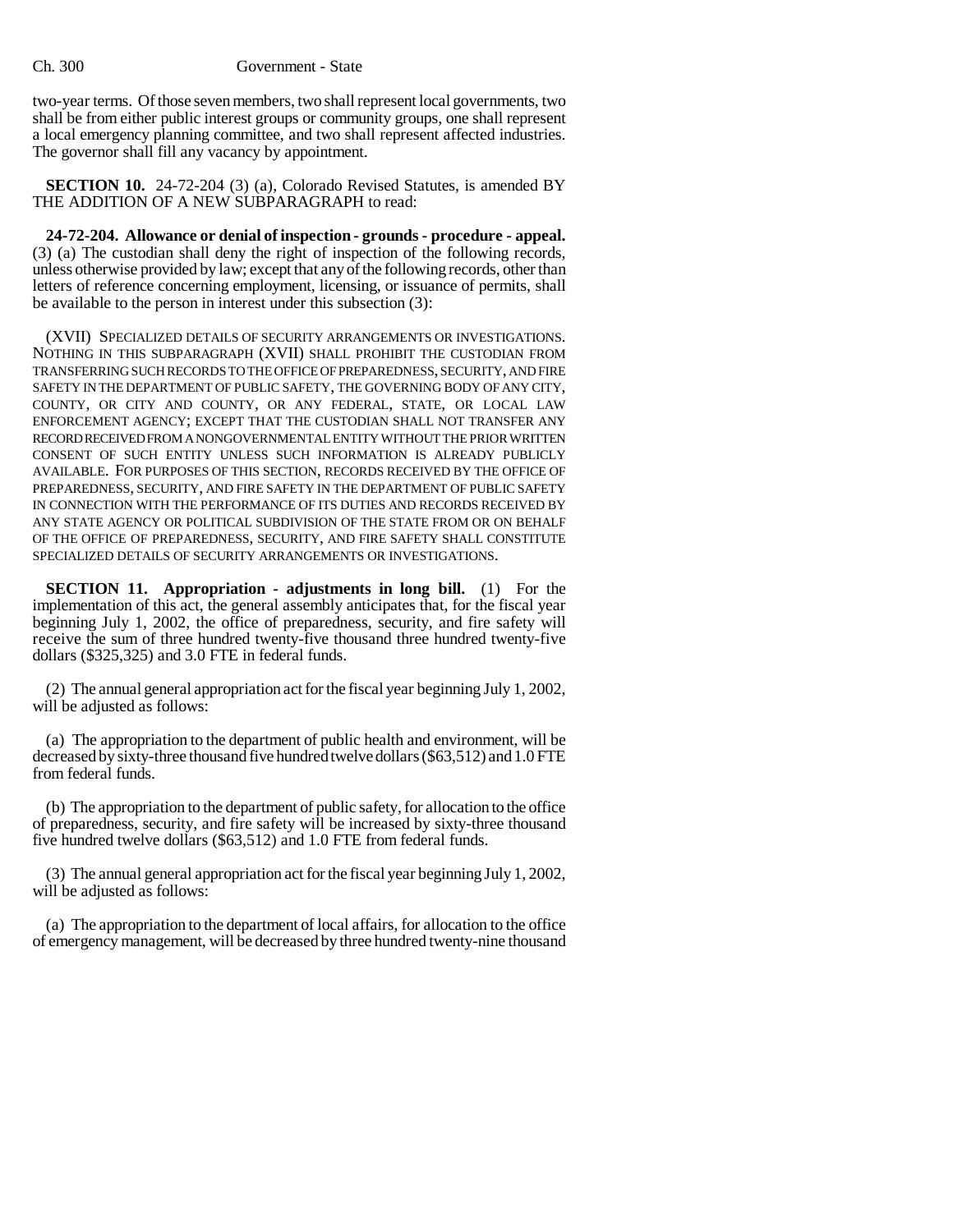two-year terms. Of those seven members, two shall represent local governments, two shall be from either public interest groups or community groups, one shall represent a local emergency planning committee, and two shall represent affected industries. The governor shall fill any vacancy by appointment.

**SECTION 10.** 24-72-204 (3) (a), Colorado Revised Statutes, is amended BY THE ADDITION OF A NEW SUBPARAGRAPH to read:

**24-72-204. Allowance or denial of inspection - grounds - procedure - appeal.** (3) (a) The custodian shall deny the right of inspection of the following records, unless otherwise provided by law; except that any of the following records, other than letters of reference concerning employment, licensing, or issuance of permits, shall be available to the person in interest under this subsection (3):

(XVII) SPECIALIZED DETAILS OF SECURITY ARRANGEMENTS OR INVESTIGATIONS. NOTHING IN THIS SUBPARAGRAPH (XVII) SHALL PROHIBIT THE CUSTODIAN FROM TRANSFERRING SUCH RECORDS TO THE OFFICE OF PREPAREDNESS, SECURITY, AND FIRE SAFETY IN THE DEPARTMENT OF PUBLIC SAFETY, THE GOVERNING BODY OF ANY CITY, COUNTY, OR CITY AND COUNTY, OR ANY FEDERAL, STATE, OR LOCAL LAW ENFORCEMENT AGENCY; EXCEPT THAT THE CUSTODIAN SHALL NOT TRANSFER ANY RECORD RECEIVED FROM A NONGOVERNMENTAL ENTITY WITHOUT THE PRIOR WRITTEN CONSENT OF SUCH ENTITY UNLESS SUCH INFORMATION IS ALREADY PUBLICLY AVAILABLE. FOR PURPOSES OF THIS SECTION, RECORDS RECEIVED BY THE OFFICE OF PREPAREDNESS, SECURITY, AND FIRE SAFETY IN THE DEPARTMENT OF PUBLIC SAFETY IN CONNECTION WITH THE PERFORMANCE OF ITS DUTIES AND RECORDS RECEIVED BY ANY STATE AGENCY OR POLITICAL SUBDIVISION OF THE STATE FROM OR ON BEHALF OF THE OFFICE OF PREPAREDNESS, SECURITY, AND FIRE SAFETY SHALL CONSTITUTE SPECIALIZED DETAILS OF SECURITY ARRANGEMENTS OR INVESTIGATIONS.

**SECTION 11. Appropriation - adjustments in long bill.** (1) For the implementation of this act, the general assembly anticipates that, for the fiscal year beginning July 1, 2002, the office of preparedness, security, and fire safety will receive the sum of three hundred twenty-five thousand three hundred twenty-five dollars ($325,325) and 3.0 FTE in federal funds.

(2) The annual general appropriation act for the fiscal year beginning July 1, 2002, will be adjusted as follows:

(a) The appropriation to the department of public health and environment, will be decreased by sixty-three thousand five hundred twelve dollars ($63,512) and 1.0 FTE from federal funds.

(b) The appropriation to the department of public safety, for allocation to the office of preparedness, security, and fire safety will be increased by sixty-three thousand five hundred twelve dollars ($63,512) and 1.0 FTE from federal funds.

(3) The annual general appropriation act for the fiscal year beginning July 1, 2002, will be adjusted as follows:

(a) The appropriation to the department of local affairs, for allocation to the office of emergency management, will be decreased by three hundred twenty-nine thousand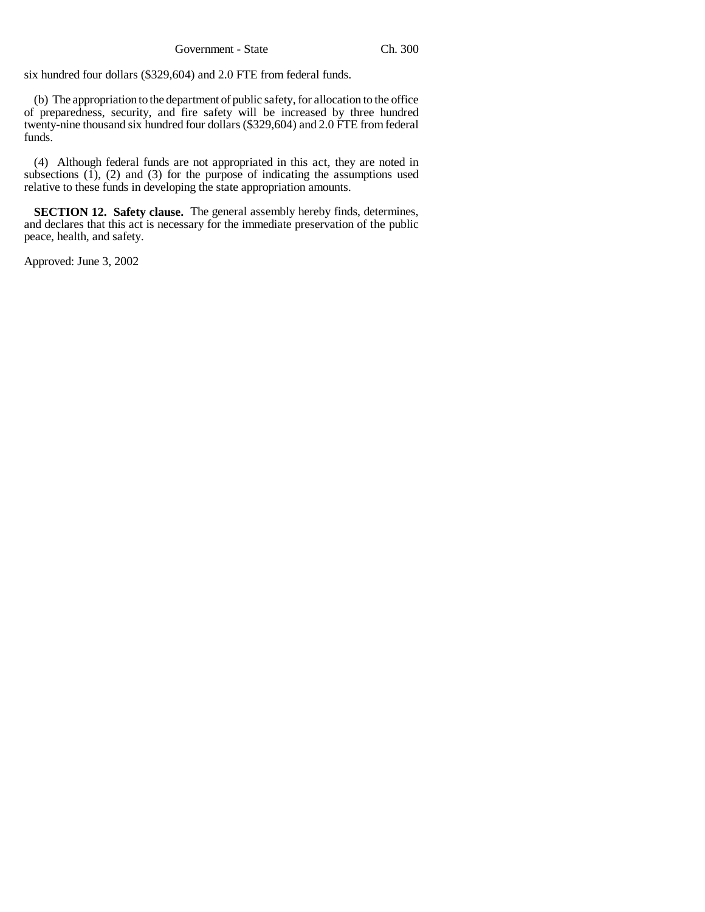six hundred four dollars ($329,604) and 2.0 FTE from federal funds.

(b) The appropriation to the department of public safety, for allocation to the office of preparedness, security, and fire safety will be increased by three hundred twenty-nine thousand six hundred four dollars ($329,604) and 2.0 FTE from federal funds.

(4) Although federal funds are not appropriated in this act, they are noted in subsections (1), (2) and (3) for the purpose of indicating the assumptions used relative to these funds in developing the state appropriation amounts.

**SECTION 12. Safety clause.** The general assembly hereby finds, determines, and declares that this act is necessary for the immediate preservation of the public peace, health, and safety.

Approved: June 3, 2002